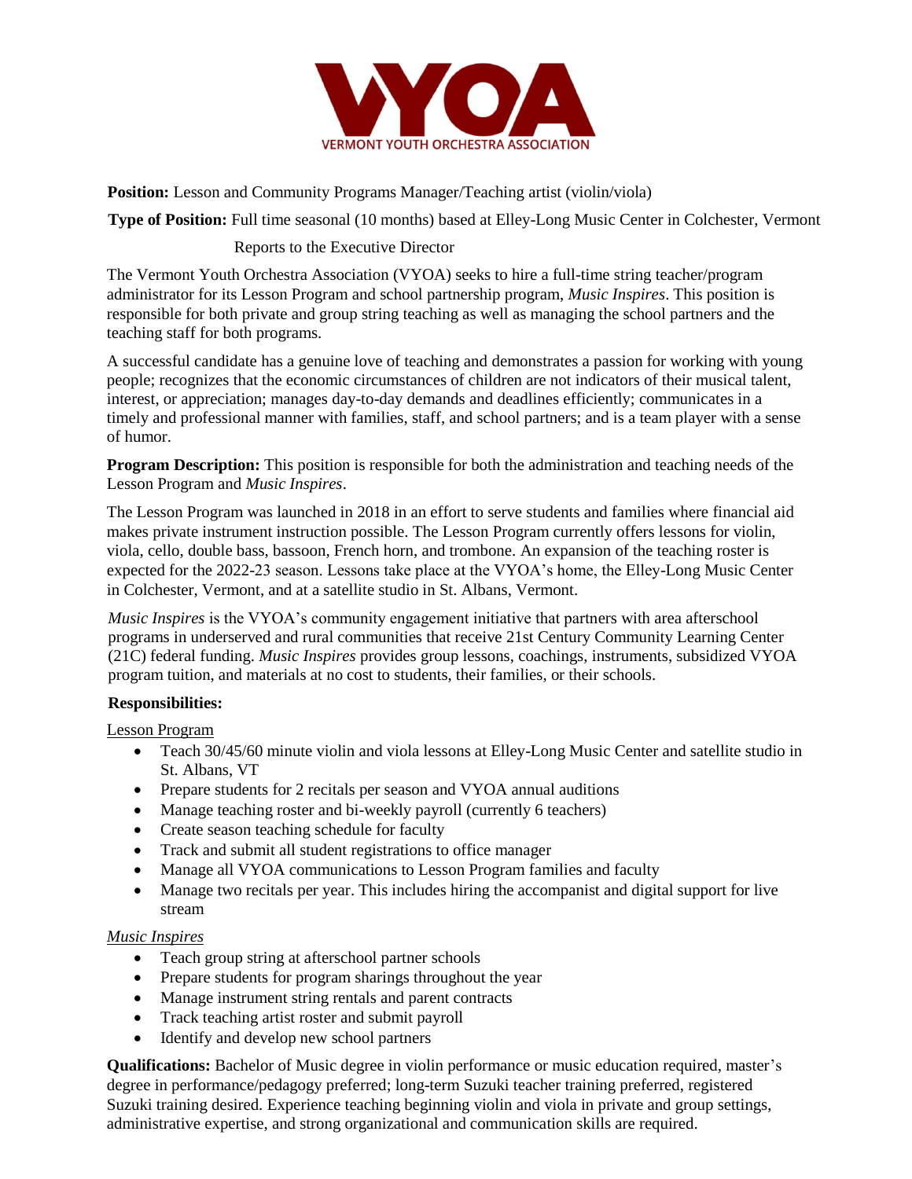VYOA

VERMONT YOUTH ORCHESTRA ASSOCIATION

**Position:** Lesson and Community Programs Manager/Teaching artist (violin/viola)

**Type of Position:** Full time seasonal (10 months) based at Elley-Long Music Center in Colchester, Vermont

Reports to the Executive Director

The Vermont Youth Orchestra Association (VYOA) seeks to hire a full-time string teacher/program administrator for its Lesson Program and school partnership program, *Music Inspires*. This position is responsible for both private and group string teaching as well as managing the school partners and the teaching staff for both programs.

A successful candidate has a genuine love of teaching and demonstrates a passion for working with young people; recognizes that the economic circumstances of children are not indicators of their musical talent, interest, or appreciation; manages day-to-day demands and deadlines efficiently; communicates in a timely and professional manner with families, staff, and school partners; and is a team player with a sense of humor.

**Program Description:** This position is responsible for both the administration and teaching needs of the Lesson Program and *Music Inspires*.

The Lesson Program was launched in 2018 in an effort to serve students and families where financial aid makes private instrument instruction possible. The Lesson Program currently offers lessons for violin, viola, cello, double bass, bassoon, French horn, and trombone. An expansion of the teaching roster is expected for the 2022-23 season. Lessons take place at the VYOA's home, the Elley-Long Music Center in Colchester, Vermont, and at a satellite studio in St. Albans, Vermont.

*Music Inspires* is the VYOA's community engagement initiative that partners with area afterschool programs in underserved and rural communities that receive 21st Century Community Learning Center (21C) federal funding. *Music Inspires* provides group lessons, coachings, instruments, subsidized VYOA program tuition, and materials at no cost to students, their families, or their schools.

**Responsibilities:**

Lesson Program

- Teach 30/45/60 minute violin and viola lessons at Elley-Long Music Center and satellite studio in St. Albans, VT
- Prepare students for 2 recitals per season and VYOA annual auditions
- Manage teaching roster and bi-weekly payroll (currently 6 teachers)
- Create season teaching schedule for faculty
- Track and submit all student registrations to office manager
- Manage all VYOA communications to Lesson Program families and faculty
- Manage two recitals per year. This includes hiring the accompanist and digital support for live stream

*Music Inspires*

- Teach group string at afterschool partner schools
- Prepare students for program sharings throughout the year
- Manage instrument string rentals and parent contracts
- Track teaching artist roster and submit payroll
- Identify and develop new school partners

**Qualifications:** Bachelor of Music degree in violin performance or music education required, master's degree in performance/pedagogy preferred; long-term Suzuki teacher training preferred, registered Suzuki training desired. Experience teaching beginning violin and viola in private and group settings, administrative expertise, and strong organizational and communication skills are required.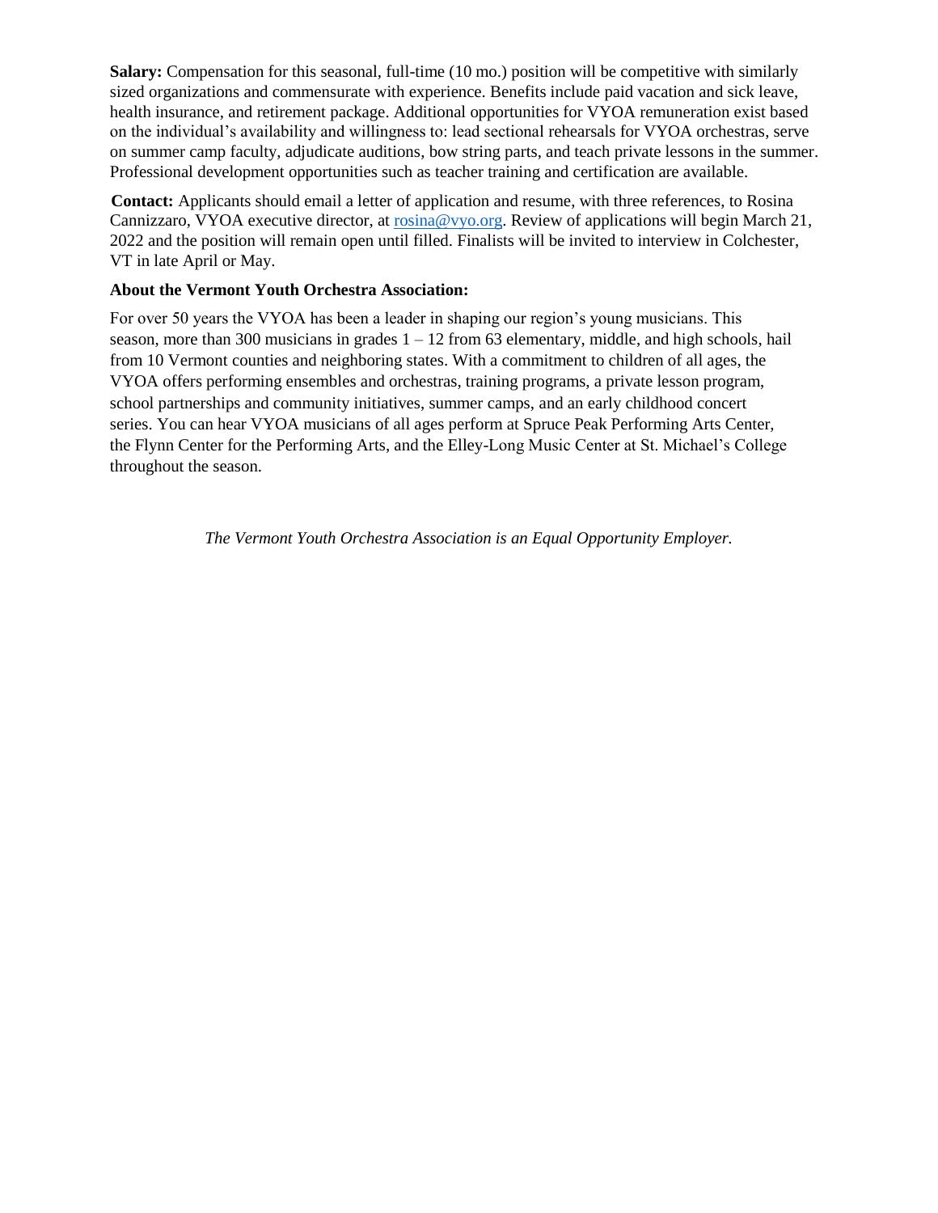**Salary:** Compensation for this seasonal, full-time (10 mo.) position will be competitive with similarly sized organizations and commensurate with experience. Benefits include paid vacation and sick leave, health insurance, and retirement package. Additional opportunities for VYOA remuneration exist based on the individual's availability and willingness to: lead sectional rehearsals for VYOA orchestras, serve on summer camp faculty, adjudicate auditions, bow string parts, and teach private lessons in the summer. Professional development opportunities such as teacher training and certification are available.

**Contact:** Applicants should email a letter of application and resume, with three references, to Rosina Cannizzaro, VYOA executive director, at [rosina@vyo.org](mailto:rosina@vyo.org). Review of applications will begin March 21, 2022 and the position will remain open until filled. Finalists will be invited to interview in Colchester, VT in late April or May.

**About the Vermont Youth Orchestra Association:**

For over 50 years the VYOA has been a leader in shaping our region's young musicians. This season, more than 300 musicians in grades 1 – 12 from 63 elementary, middle, and high schools, hail from 10 Vermont counties and neighboring states. With a commitment to children of all ages, the VYOA offers performing ensembles and orchestras, training programs, a private lesson program, school partnerships and community initiatives, summer camps, and an early childhood concert series. You can hear VYOA musicians of all ages perform at Spruce Peak Performing Arts Center, the Flynn Center for the Performing Arts, and the Elley-Long Music Center at St. Michael's College throughout the season.

*The Vermont Youth Orchestra Association is an Equal Opportunity Employer.*